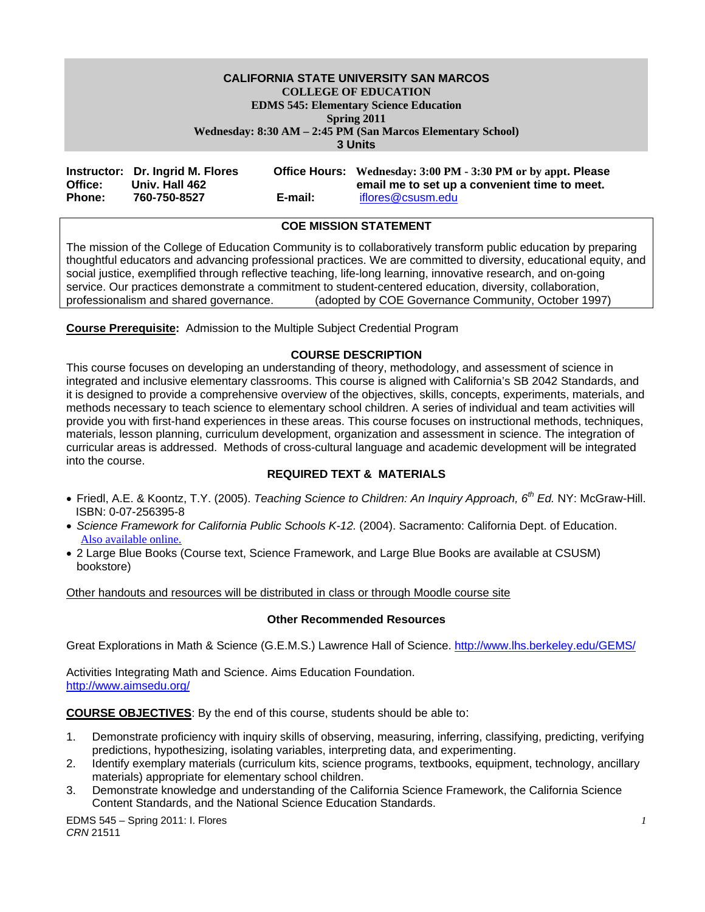# CALIFORNIA STATE UNIVERSITY SAN MARCOS

**COLLEGE OF EDUCATION**
**EDMS 545: Elementary Science Education**
**Spring 2011**
**Wednesday: 8:30 AM – 2:45 PM (San Marcos Elementary School)**
**3 Units**

**Instructor:** **Dr. Ingrid M. Flores**
**Office:** **Univ. Hall 462**
**Phone:** **760-750-8527**

**Office Hours:** **Wednesday: 3:00 PM - 3:30 PM or by appt. Please email me to set up a convenient time to meet.**
**E-mail:** iflores@csusm.edu

## COE MISSION STATEMENT

The mission of the College of Education Community is to collaboratively transform public education by preparing thoughtful educators and advancing professional practices. We are committed to diversity, educational equity, and social justice, exemplified through reflective teaching, life-long learning, innovative research, and on-going service. Our practices demonstrate a commitment to student-centered education, diversity, collaboration, professionalism and shared governance. (adopted by COE Governance Community, October 1997)

**Course Prerequisite:** Admission to the Multiple Subject Credential Program

## COURSE DESCRIPTION

This course focuses on developing an understanding of theory, methodology, and assessment of science in integrated and inclusive elementary classrooms. This course is aligned with California's SB 2042 Standards, and it is designed to provide a comprehensive overview of the objectives, skills, concepts, experiments, materials, and methods necessary to teach science to elementary school children. A series of individual and team activities will provide you with first-hand experiences in these areas. This course focuses on instructional methods, techniques, materials, lesson planning, curriculum development, organization and assessment in science. The integration of curricular areas is addressed. Methods of cross-cultural language and academic development will be integrated into the course.

## REQUIRED TEXT & MATERIALS

- Friedl, A.E. & Koontz, T.Y. (2005). *Teaching Science to Children: An Inquiry Approach, 6th Ed.* NY: McGraw-Hill. ISBN: 0-07-256395-8
- *Science Framework for California Public Schools K-12.* (2004). Sacramento: California Dept. of Education. Also available online.
- 2 Large Blue Books (Course text, Science Framework, and Large Blue Books are available at CSUSM) bookstore)

Other handouts and resources will be distributed in class or through Moodle course site

### Other Recommended Resources

Great Explorations in Math & Science (G.E.M.S.) Lawrence Hall of Science. http://www.lhs.berkeley.edu/GEMS/

Activities Integrating Math and Science. Aims Education Foundation.
http://www.aimsedu.org/

**COURSE OBJECTIVES**: By the end of this course, students should be able to:

1. Demonstrate proficiency with inquiry skills of observing, measuring, inferring, classifying, predicting, verifying predictions, hypothesizing, isolating variables, interpreting data, and experimenting.
2. Identify exemplary materials (curriculum kits, science programs, textbooks, equipment, technology, ancillary materials) appropriate for elementary school children.
3. Demonstrate knowledge and understanding of the California Science Framework, the California Science Content Standards, and the National Science Education Standards.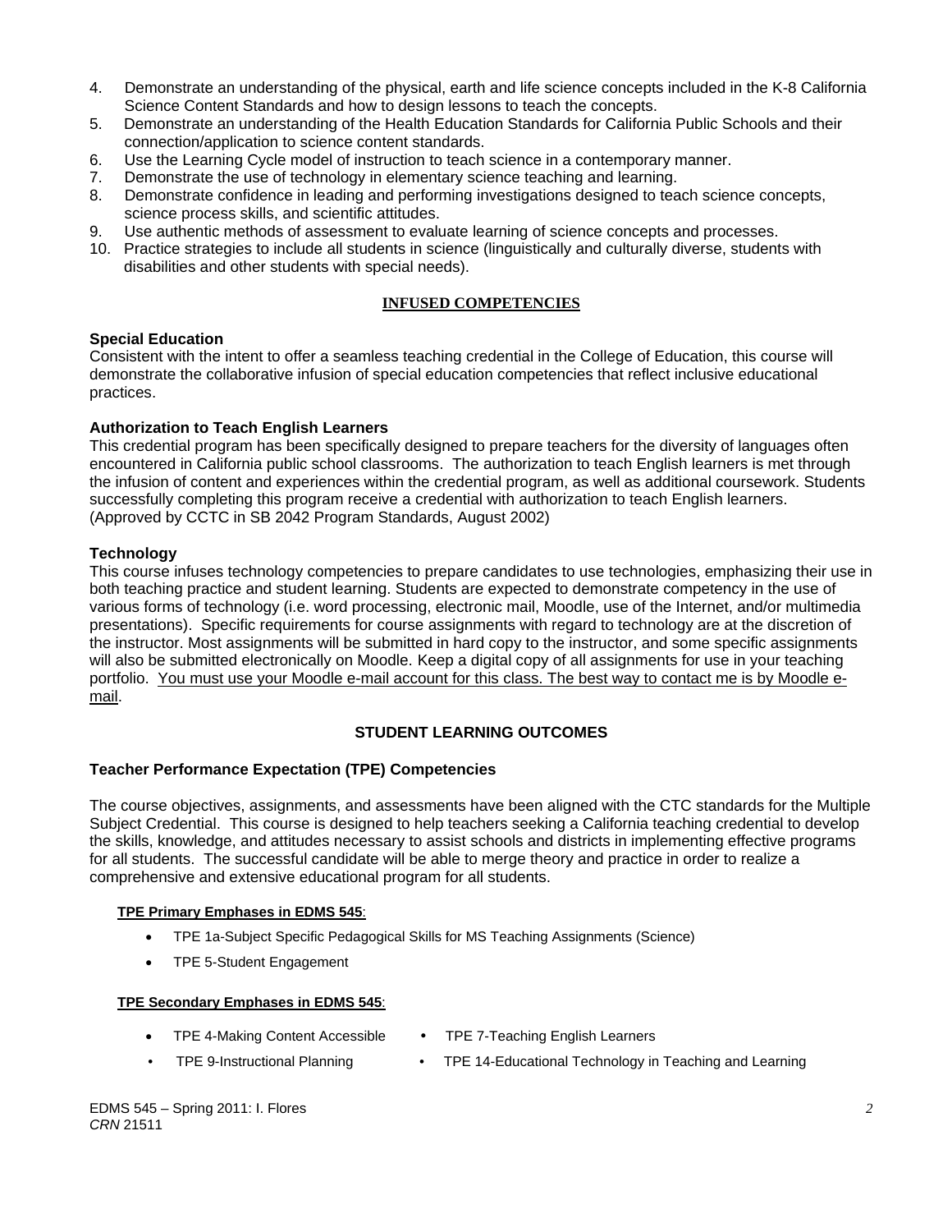4. Demonstrate an understanding of the physical, earth and life science concepts included in the K-8 California Science Content Standards and how to design lessons to teach the concepts.
5. Demonstrate an understanding of the Health Education Standards for California Public Schools and their connection/application to science content standards.
6. Use the Learning Cycle model of instruction to teach science in a contemporary manner.
7. Demonstrate the use of technology in elementary science teaching and learning.
8. Demonstrate confidence in leading and performing investigations designed to teach science concepts, science process skills, and scientific attitudes.
9. Use authentic methods of assessment to evaluate learning of science concepts and processes.
10. Practice strategies to include all students in science (linguistically and culturally diverse, students with disabilities and other students with special needs).

## INFUSED COMPETENCIES

### Special Education

Consistent with the intent to offer a seamless teaching credential in the College of Education, this course will demonstrate the collaborative infusion of special education competencies that reflect inclusive educational practices.

### Authorization to Teach English Learners

This credential program has been specifically designed to prepare teachers for the diversity of languages often encountered in California public school classrooms. The authorization to teach English learners is met through the infusion of content and experiences within the credential program, as well as additional coursework. Students successfully completing this program receive a credential with authorization to teach English learners. (Approved by CCTC in SB 2042 Program Standards, August 2002)

### Technology

This course infuses technology competencies to prepare candidates to use technologies, emphasizing their use in both teaching practice and student learning. Students are expected to demonstrate competency in the use of various forms of technology (i.e. word processing, electronic mail, Moodle, use of the Internet, and/or multimedia presentations). Specific requirements for course assignments with regard to technology are at the discretion of the instructor. Most assignments will be submitted in hard copy to the instructor, and some specific assignments will also be submitted electronically on Moodle. Keep a digital copy of all assignments for use in your teaching portfolio. You must use your Moodle e-mail account for this class. The best way to contact me is by Moodle e-mail.

## STUDENT LEARNING OUTCOMES

### Teacher Performance Expectation (TPE) Competencies

The course objectives, assignments, and assessments have been aligned with the CTC standards for the Multiple Subject Credential. This course is designed to help teachers seeking a California teaching credential to develop the skills, knowledge, and attitudes necessary to assist schools and districts in implementing effective programs for all students. The successful candidate will be able to merge theory and practice in order to realize a comprehensive and extensive educational program for all students.

**TPE Primary Emphases in EDMS 545:**

- TPE 1a-Subject Specific Pedagogical Skills for MS Teaching Assignments (Science)
- TPE 5-Student Engagement

**TPE Secondary Emphases in EDMS 545:**

- TPE 4-Making Content Accessible
- TPE 7-Teaching English Learners
- TPE 9-Instructional Planning
- TPE 14-Educational Technology in Teaching and Learning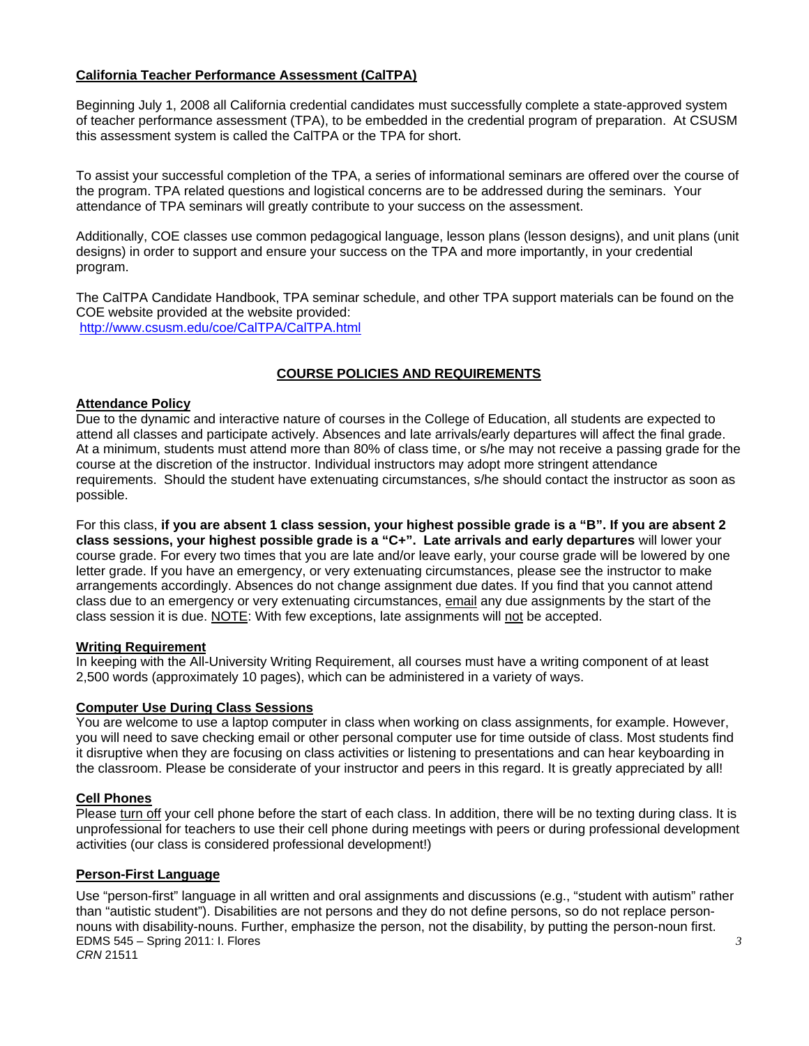## California Teacher Performance Assessment (CalTPA)

Beginning July 1, 2008 all California credential candidates must successfully complete a state-approved system of teacher performance assessment (TPA), to be embedded in the credential program of preparation. At CSUSM this assessment system is called the CalTPA or the TPA for short.

To assist your successful completion of the TPA, a series of informational seminars are offered over the course of the program. TPA related questions and logistical concerns are to be addressed during the seminars. Your attendance of TPA seminars will greatly contribute to your success on the assessment.

Additionally, COE classes use common pedagogical language, lesson plans (lesson designs), and unit plans (unit designs) in order to support and ensure your success on the TPA and more importantly, in your credential program.

The CalTPA Candidate Handbook, TPA seminar schedule, and other TPA support materials can be found on the COE website provided at the website provided:
http://www.csusm.edu/coe/CalTPA/CalTPA.html

## COURSE POLICIES AND REQUIREMENTS

### Attendance Policy

Due to the dynamic and interactive nature of courses in the College of Education, all students are expected to attend all classes and participate actively. Absences and late arrivals/early departures will affect the final grade. At a minimum, students must attend more than 80% of class time, or s/he may not receive a passing grade for the course at the discretion of the instructor. Individual instructors may adopt more stringent attendance requirements. Should the student have extenuating circumstances, s/he should contact the instructor as soon as possible.

For this class, **if you are absent 1 class session, your highest possible grade is a "B". If you are absent 2 class sessions, your highest possible grade is a "C+". Late arrivals and early departures** will lower your course grade. For every two times that you are late and/or leave early, your course grade will be lowered by one letter grade. If you have an emergency, or very extenuating circumstances, please see the instructor to make arrangements accordingly. Absences do not change assignment due dates. If you find that you cannot attend class due to an emergency or very extenuating circumstances, email any due assignments by the start of the class session it is due. NOTE: With few exceptions, late assignments will not be accepted.

### Writing Requirement

In keeping with the All-University Writing Requirement, all courses must have a writing component of at least 2,500 words (approximately 10 pages), which can be administered in a variety of ways.

### Computer Use During Class Sessions

You are welcome to use a laptop computer in class when working on class assignments, for example. However, you will need to save checking email or other personal computer use for time outside of class. Most students find it disruptive when they are focusing on class activities or listening to presentations and can hear keyboarding in the classroom. Please be considerate of your instructor and peers in this regard. It is greatly appreciated by all!

### Cell Phones

Please turn off your cell phone before the start of each class. In addition, there will be no texting during class. It is unprofessional for teachers to use their cell phone during meetings with peers or during professional development activities (our class is considered professional development!)

### Person-First Language

Use "person-first" language in all written and oral assignments and discussions (e.g., "student with autism" rather than "autistic student"). Disabilities are not persons and they do not define persons, so do not replace person-nouns with disability-nouns. Further, emphasize the person, not the disability, by putting the person-noun first.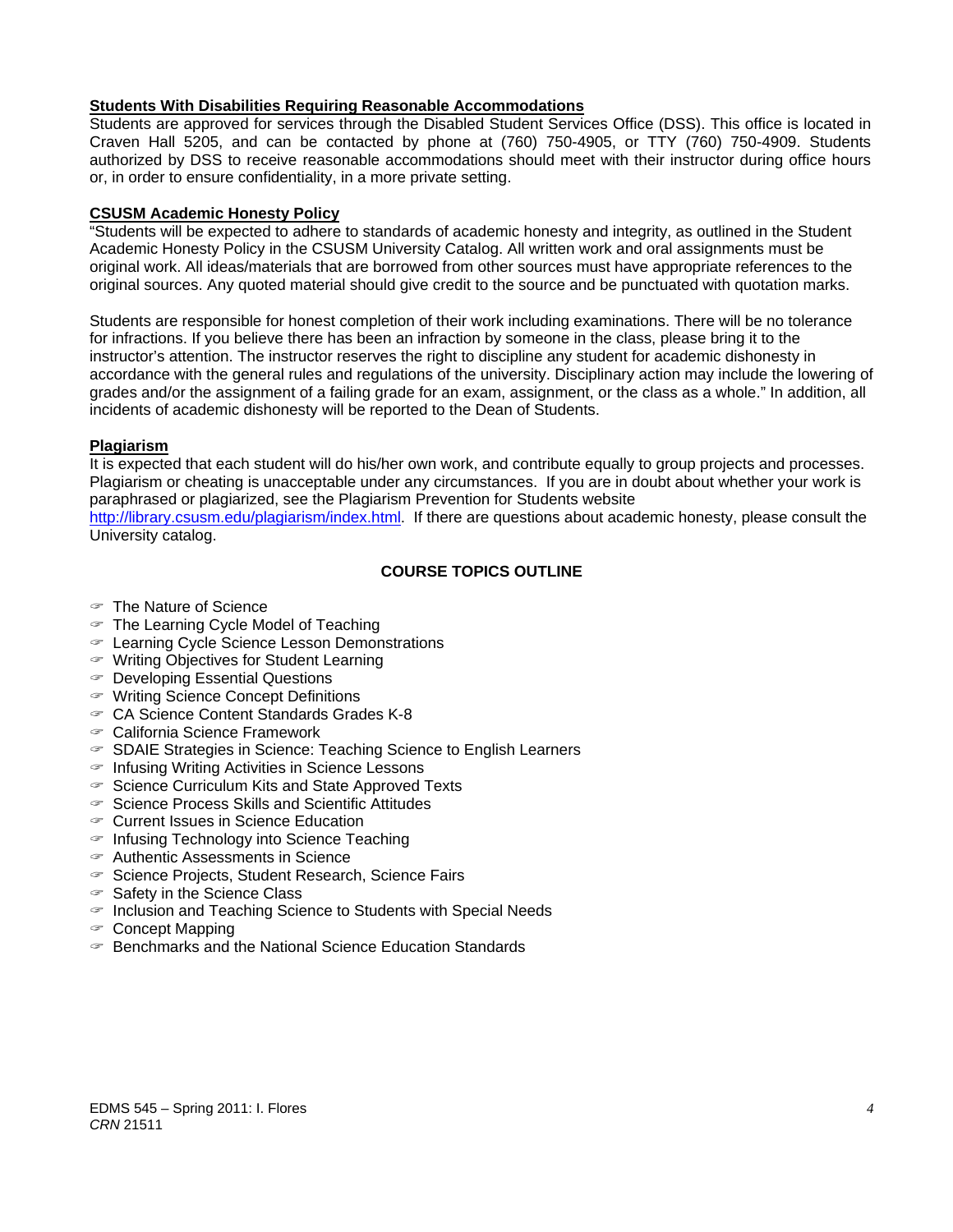**Students With Disabilities Requiring Reasonable Accommodations**

Students are approved for services through the Disabled Student Services Office (DSS). This office is located in Craven Hall 5205, and can be contacted by phone at (760) 750-4905, or TTY (760) 750-4909. Students authorized by DSS to receive reasonable accommodations should meet with their instructor during office hours or, in order to ensure confidentiality, in a more private setting.

**CSUSM Academic Honesty Policy**

"Students will be expected to adhere to standards of academic honesty and integrity, as outlined in the Student Academic Honesty Policy in the CSUSM University Catalog. All written work and oral assignments must be original work. All ideas/materials that are borrowed from other sources must have appropriate references to the original sources. Any quoted material should give credit to the source and be punctuated with quotation marks.

Students are responsible for honest completion of their work including examinations. There will be no tolerance for infractions. If you believe there has been an infraction by someone in the class, please bring it to the instructor's attention. The instructor reserves the right to discipline any student for academic dishonesty in accordance with the general rules and regulations of the university. Disciplinary action may include the lowering of grades and/or the assignment of a failing grade for an exam, assignment, or the class as a whole." In addition, all incidents of academic dishonesty will be reported to the Dean of Students.

**Plagiarism**

It is expected that each student will do his/her own work, and contribute equally to group projects and processes. Plagiarism or cheating is unacceptable under any circumstances. If you are in doubt about whether your work is paraphrased or plagiarized, see the Plagiarism Prevention for Students website http://library.csusm.edu/plagiarism/index.html. If there are questions about academic honesty, please consult the University catalog.

## COURSE TOPICS OUTLINE

- The Nature of Science
- The Learning Cycle Model of Teaching
- Learning Cycle Science Lesson Demonstrations
- Writing Objectives for Student Learning
- Developing Essential Questions
- Writing Science Concept Definitions
- CA Science Content Standards Grades K-8
- California Science Framework
- SDAIE Strategies in Science: Teaching Science to English Learners
- Infusing Writing Activities in Science Lessons
- Science Curriculum Kits and State Approved Texts
- Science Process Skills and Scientific Attitudes
- Current Issues in Science Education
- Infusing Technology into Science Teaching
- Authentic Assessments in Science
- Science Projects, Student Research, Science Fairs
- Safety in the Science Class
- Inclusion and Teaching Science to Students with Special Needs
- Concept Mapping
- Benchmarks and the National Science Education Standards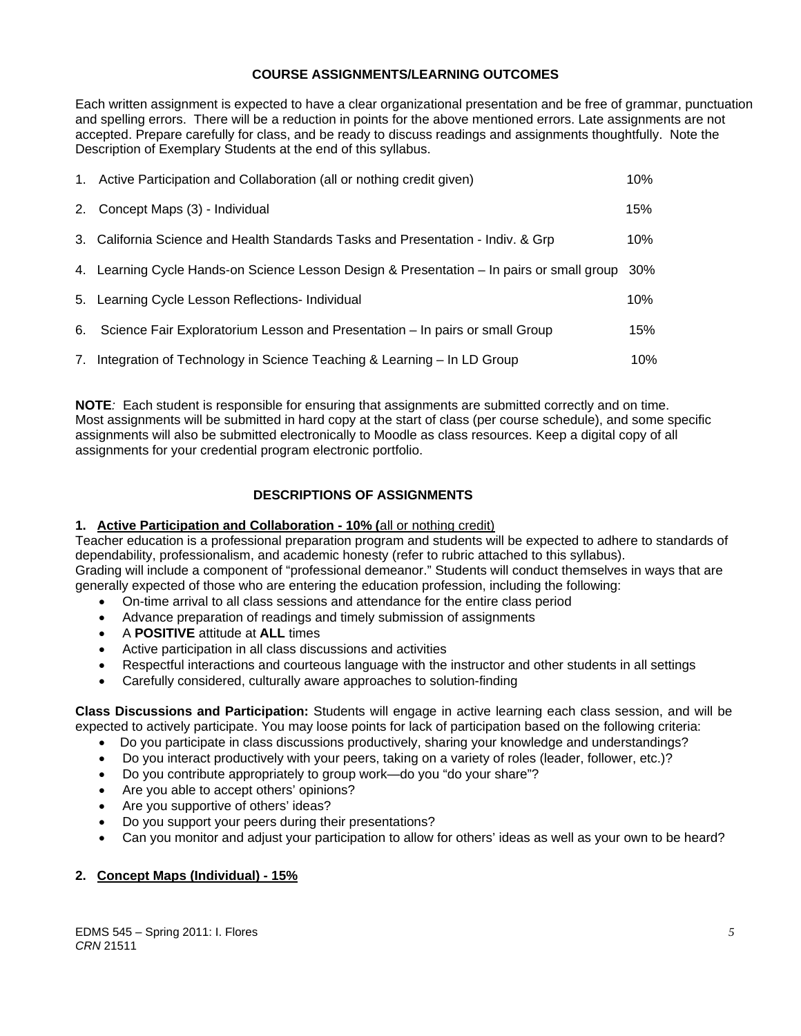## COURSE ASSIGNMENTS/LEARNING OUTCOMES

Each written assignment is expected to have a clear organizational presentation and be free of grammar, punctuation and spelling errors. There will be a reduction in points for the above mentioned errors. Late assignments are not accepted. Prepare carefully for class, and be ready to discuss readings and assignments thoughtfully. Note the Description of Exemplary Students at the end of this syllabus.

| | Assignment | Weight |
|---|---|---|
| 1. | Active Participation and Collaboration (all or nothing credit given) | 10% |
| 2. | Concept Maps (3) - Individual | 15% |
| 3. | California Science and Health Standards Tasks and Presentation - Indiv. & Grp | 10% |
| 4. | Learning Cycle Hands-on Science Lesson Design & Presentation – In pairs or small group | 30% |
| 5. | Learning Cycle Lesson Reflections- Individual | 10% |
| 6. | Science Fair Exploratorium Lesson and Presentation – In pairs or small Group | 15% |
| 7. | Integration of Technology in Science Teaching & Learning – In LD Group | 10% |

**NOTE**: Each student is responsible for ensuring that assignments are submitted correctly and on time. Most assignments will be submitted in hard copy at the start of class (per course schedule), and some specific assignments will also be submitted electronically to Moodle as class resources. Keep a digital copy of all assignments for your credential program electronic portfolio.

## DESCRIPTIONS OF ASSIGNMENTS

### 1. Active Participation and Collaboration - 10% (all or nothing credit)

Teacher education is a professional preparation program and students will be expected to adhere to standards of dependability, professionalism, and academic honesty (refer to rubric attached to this syllabus). Grading will include a component of "professional demeanor." Students will conduct themselves in ways that are generally expected of those who are entering the education profession, including the following:

- On-time arrival to all class sessions and attendance for the entire class period
- Advance preparation of readings and timely submission of assignments
- A **POSITIVE** attitude at **ALL** times
- Active participation in all class discussions and activities
- Respectful interactions and courteous language with the instructor and other students in all settings
- Carefully considered, culturally aware approaches to solution-finding

**Class Discussions and Participation:** Students will engage in active learning each class session, and will be expected to actively participate. You may loose points for lack of participation based on the following criteria:

- Do you participate in class discussions productively, sharing your knowledge and understandings?
- Do you interact productively with your peers, taking on a variety of roles (leader, follower, etc.)?
- Do you contribute appropriately to group work—do you "do your share"?
- Are you able to accept others' opinions?
- Are you supportive of others' ideas?
- Do you support your peers during their presentations?
- Can you monitor and adjust your participation to allow for others' ideas as well as your own to be heard?

### 2. Concept Maps (Individual) - 15%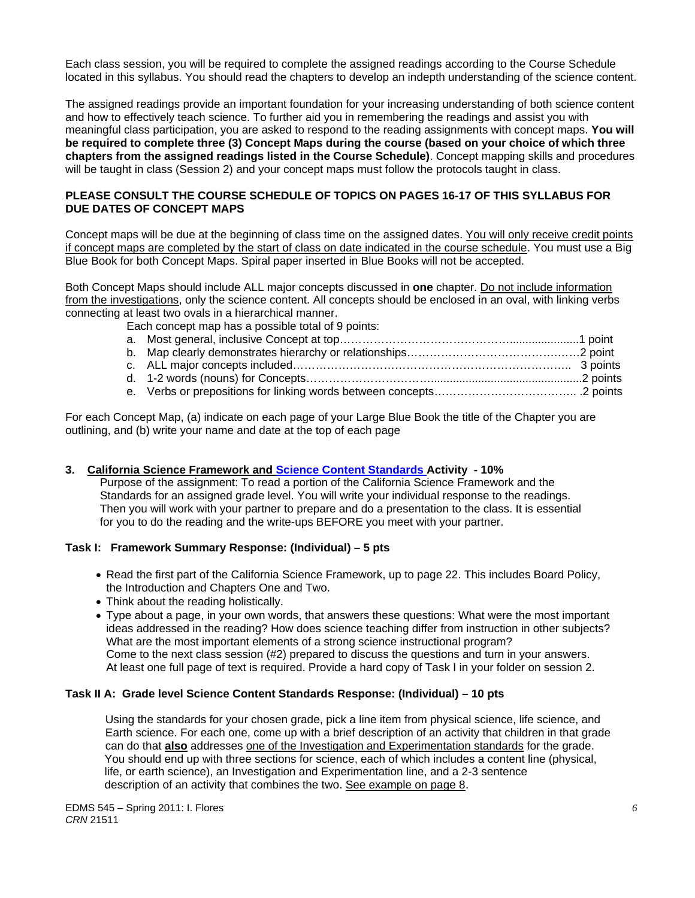Each class session, you will be required to complete the assigned readings according to the Course Schedule located in this syllabus. You should read the chapters to develop an indepth understanding of the science content.

The assigned readings provide an important foundation for your increasing understanding of both science content and how to effectively teach science. To further aid you in remembering the readings and assist you with meaningful class participation, you are asked to respond to the reading assignments with concept maps. **You will be required to complete three (3) Concept Maps during the course (based on your choice of which three chapters from the assigned readings listed in the Course Schedule)**. Concept mapping skills and procedures will be taught in class (Session 2) and your concept maps must follow the protocols taught in class.

**PLEASE CONSULT THE COURSE SCHEDULE OF TOPICS ON PAGES 16-17 OF THIS SYLLABUS FOR DUE DATES OF CONCEPT MAPS**

Concept maps will be due at the beginning of class time on the assigned dates. <u>You will only receive credit points if concept maps are completed by the start of class on date indicated in the course schedule</u>. You must use a Big Blue Book for both Concept Maps. Spiral paper inserted in Blue Books will not be accepted.

Both Concept Maps should include ALL major concepts discussed in **one** chapter. <u>Do not include information from the investigations</u>, only the science content. All concepts should be enclosed in an oval, with linking verbs connecting at least two ovals in a hierarchical manner.

Each concept map has a possible total of 9 points:

a. Most general, inclusive Concept at top……………………………………......................1 point
b. Map clearly demonstrates hierarchy or relationships…………………………….………2 point
c. ALL major concepts included………………………………………………………………. 3 points
d. 1-2 words (nouns) for Concepts…………………………….................................................2 points
e. Verbs or prepositions for linking words between concepts……………………………….. .2 points

For each Concept Map, (a) indicate on each page of your Large Blue Book the title of the Chapter you are outlining, and (b) write your name and date at the top of each page

### 3. <u>California Science Framework and Science Content Standards</u> Activity - 10%

Purpose of the assignment: To read a portion of the California Science Framework and the Standards for an assigned grade level. You will write your individual response to the readings. Then you will work with your partner to prepare and do a presentation to the class. It is essential for you to do the reading and the write-ups BEFORE you meet with your partner.

#### Task I: Framework Summary Response: (Individual) – 5 pts

- Read the first part of the California Science Framework, up to page 22. This includes Board Policy, the Introduction and Chapters One and Two.
- Think about the reading holistically.
- Type about a page, in your own words, that answers these questions: What were the most important ideas addressed in the reading? How does science teaching differ from instruction in other subjects? What are the most important elements of a strong science instructional program? Come to the next class session (#2) prepared to discuss the questions and turn in your answers. At least one full page of text is required. Provide a hard copy of Task I in your folder on session 2.

#### Task II A: Grade level Science Content Standards Response: (Individual) – 10 pts

Using the standards for your chosen grade, pick a line item from physical science, life science, and Earth science. For each one, come up with a brief description of an activity that children in that grade can do that **<u>also</u>** addresses <u>one of the Investigation and Experimentation standards</u> for the grade. You should end up with three sections for science, each of which includes a content line (physical, life, or earth science), an Investigation and Experimentation line, and a 2-3 sentence description of an activity that combines the two. <u>See example on page 8</u>.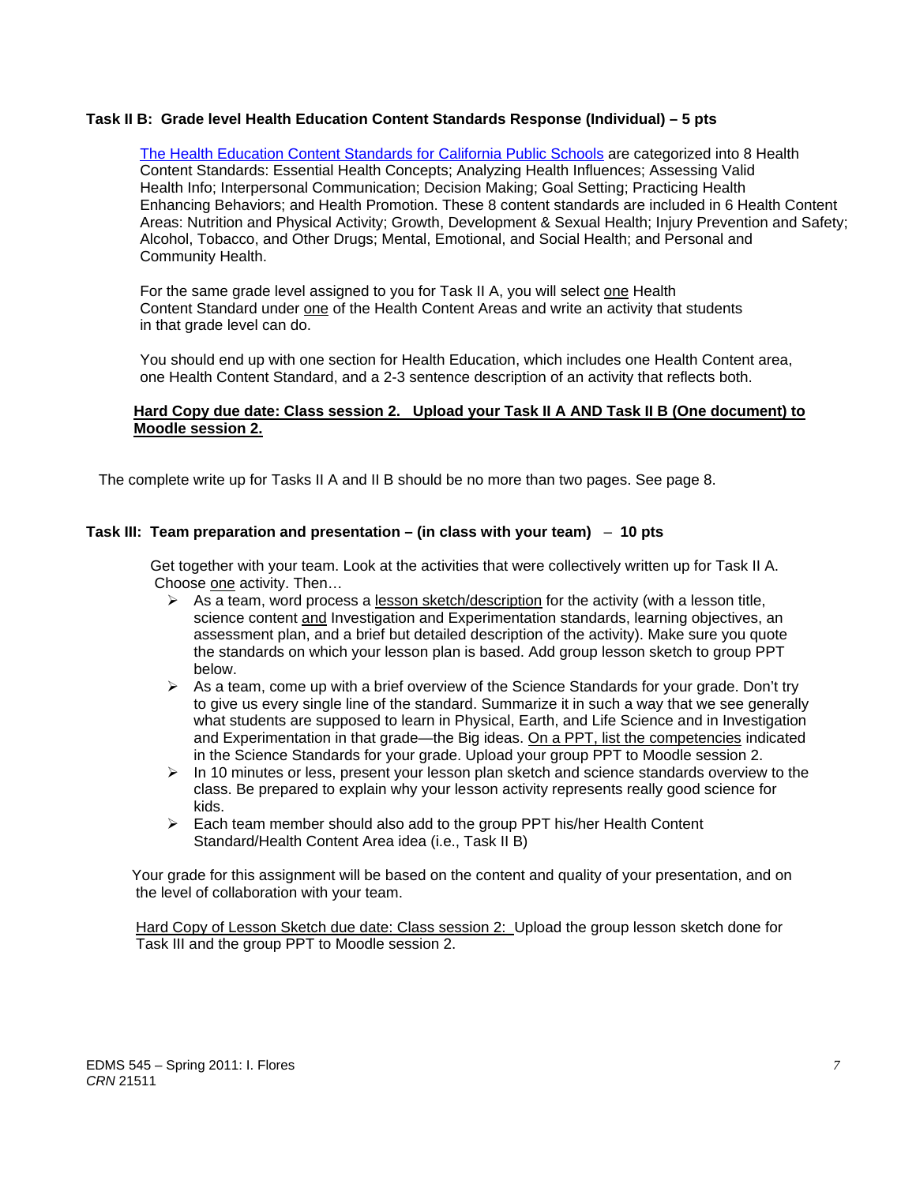**Task II B: Grade level Health Education Content Standards Response (Individual) – 5 pts**

The Health Education Content Standards for California Public Schools are categorized into 8 Health Content Standards: Essential Health Concepts; Analyzing Health Influences; Assessing Valid Health Info; Interpersonal Communication; Decision Making; Goal Setting; Practicing Health Enhancing Behaviors; and Health Promotion. These 8 content standards are included in 6 Health Content Areas: Nutrition and Physical Activity; Growth, Development & Sexual Health; Injury Prevention and Safety; Alcohol, Tobacco, and Other Drugs; Mental, Emotional, and Social Health; and Personal and Community Health.

For the same grade level assigned to you for Task II A, you will select one Health Content Standard under one of the Health Content Areas and write an activity that students in that grade level can do.

You should end up with one section for Health Education, which includes one Health Content area, one Health Content Standard, and a 2-3 sentence description of an activity that reflects both.

**Hard Copy due date: Class session 2. Upload your Task II A AND Task II B (One document) to Moodle session 2.**

The complete write up for Tasks II A and II B should be no more than two pages. See page 8.

**Task III: Team preparation and presentation – (in class with your team) – 10 pts**

Get together with your team. Look at the activities that were collectively written up for Task II A. Choose one activity. Then…

- As a team, word process a lesson sketch/description for the activity (with a lesson title, science content and Investigation and Experimentation standards, learning objectives, an assessment plan, and a brief but detailed description of the activity). Make sure you quote the standards on which your lesson plan is based. Add group lesson sketch to group PPT below.
- As a team, come up with a brief overview of the Science Standards for your grade. Don't try to give us every single line of the standard. Summarize it in such a way that we see generally what students are supposed to learn in Physical, Earth, and Life Science and in Investigation and Experimentation in that grade—the Big ideas. On a PPT, list the competencies indicated in the Science Standards for your grade. Upload your group PPT to Moodle session 2.
- In 10 minutes or less, present your lesson plan sketch and science standards overview to the class. Be prepared to explain why your lesson activity represents really good science for kids.
- Each team member should also add to the group PPT his/her Health Content Standard/Health Content Area idea (i.e., Task II B)

Your grade for this assignment will be based on the content and quality of your presentation, and on the level of collaboration with your team.

Hard Copy of Lesson Sketch due date: Class session 2: Upload the group lesson sketch done for Task III and the group PPT to Moodle session 2.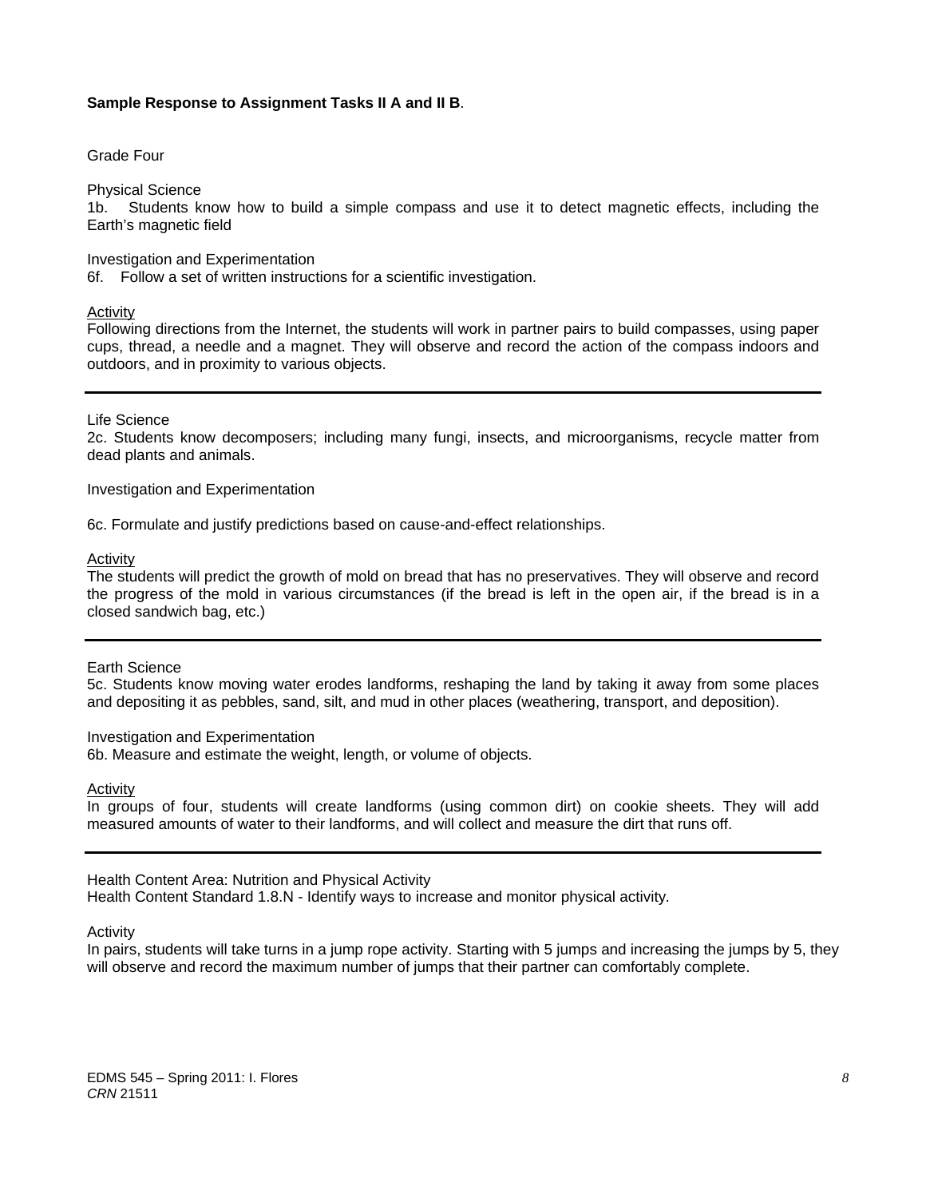**Sample Response to Assignment Tasks II A and II B**.

Grade Four

Physical Science
1b. Students know how to build a simple compass and use it to detect magnetic effects, including the Earth's magnetic field

Investigation and Experimentation
6f. Follow a set of written instructions for a scientific investigation.

Activity
Following directions from the Internet, the students will work in partner pairs to build compasses, using paper cups, thread, a needle and a magnet. They will observe and record the action of the compass indoors and outdoors, and in proximity to various objects.

---

Life Science
2c. Students know decomposers; including many fungi, insects, and microorganisms, recycle matter from dead plants and animals.

Investigation and Experimentation

6c. Formulate and justify predictions based on cause-and-effect relationships.

Activity
The students will predict the growth of mold on bread that has no preservatives. They will observe and record the progress of the mold in various circumstances (if the bread is left in the open air, if the bread is in a closed sandwich bag, etc.)

---

Earth Science
5c. Students know moving water erodes landforms, reshaping the land by taking it away from some places and depositing it as pebbles, sand, silt, and mud in other places (weathering, transport, and deposition).

Investigation and Experimentation
6b. Measure and estimate the weight, length, or volume of objects.

Activity
In groups of four, students will create landforms (using common dirt) on cookie sheets. They will add measured amounts of water to their landforms, and will collect and measure the dirt that runs off.

---

Health Content Area: Nutrition and Physical Activity
Health Content Standard 1.8.N - Identify ways to increase and monitor physical activity*.*

Activity
In pairs, students will take turns in a jump rope activity. Starting with 5 jumps and increasing the jumps by 5, they will observe and record the maximum number of jumps that their partner can comfortably complete.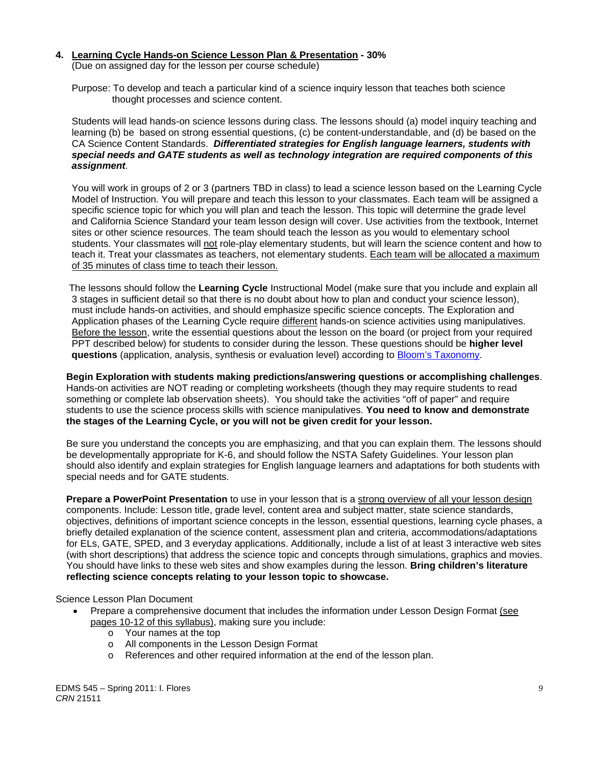**4. <u>Learning Cycle Hands-on Science Lesson Plan & Presentation</u> - 30%**
(Due on assigned day for the lesson per course schedule)

Purpose: To develop and teach a particular kind of a science inquiry lesson that teaches both science thought processes and science content.

Students will lead hands-on science lessons during class. The lessons should (a) model inquiry teaching and learning (b) be based on strong essential questions, (c) be content-understandable, and (d) be based on the CA Science Content Standards. ***Differentiated strategies for English language learners, students with special needs and GATE students as well as technology integration are required components of this assignment***.

You will work in groups of 2 or 3 (partners TBD in class) to lead a science lesson based on the Learning Cycle Model of Instruction. You will prepare and teach this lesson to your classmates. Each team will be assigned a specific science topic for which you will plan and teach the lesson. This topic will determine the grade level and California Science Standard your team lesson design will cover. Use activities from the textbook, Internet sites or other science resources. The team should teach the lesson as you would to elementary school students. Your classmates will <u>not</u> role-play elementary students, but will learn the science content and how to teach it. Treat your classmates as teachers, not elementary students. <u>Each team will be allocated a maximum of 35 minutes of class time to teach their lesson.</u>

The lessons should follow the **Learning Cycle** Instructional Model (make sure that you include and explain all 3 stages in sufficient detail so that there is no doubt about how to plan and conduct your science lesson), must include hands-on activities, and should emphasize specific science concepts. The Exploration and Application phases of the Learning Cycle require <u>different</u> hands-on science activities using manipulatives. <u>Before the lesson</u>, write the essential questions about the lesson on the board (or project from your required PPT described below) for students to consider during the lesson. These questions should be **higher level questions** (application, analysis, synthesis or evaluation level) according to [Bloom's Taxonomy](Bloom's Taxonomy).

**Begin Exploration with students making predictions/answering questions or accomplishing challenges**. Hands-on activities are NOT reading or completing worksheets (though they may require students to read something or complete lab observation sheets). You should take the activities "off of paper" and require students to use the science process skills with science manipulatives. **You need to know and demonstrate the stages of the Learning Cycle, or you will not be given credit for your lesson.**

Be sure you understand the concepts you are emphasizing, and that you can explain them. The lessons should be developmentally appropriate for K-6, and should follow the NSTA Safety Guidelines. Your lesson plan should also identify and explain strategies for English language learners and adaptations for both students with special needs and for GATE students.

**Prepare a PowerPoint Presentation** to use in your lesson that is a <u>strong overview of all your lesson design</u> components. Include: Lesson title, grade level, content area and subject matter, state science standards, objectives, definitions of important science concepts in the lesson, essential questions, learning cycle phases, a briefly detailed explanation of the science content, assessment plan and criteria, accommodations/adaptations for ELs, GATE, SPED, and 3 everyday applications. Additionally, include a list of at least 3 interactive web sites (with short descriptions) that address the science topic and concepts through simulations, graphics and movies. You should have links to these web sites and show examples during the lesson. **Bring children's literature reflecting science concepts relating to your lesson topic to showcase.**

Science Lesson Plan Document

- Prepare a comprehensive document that includes the information under Lesson Design Format <u>(see pages 10-12 of this syllabus)</u>, making sure you include:
    - Your names at the top
    - All components in the Lesson Design Format
    - References and other required information at the end of the lesson plan.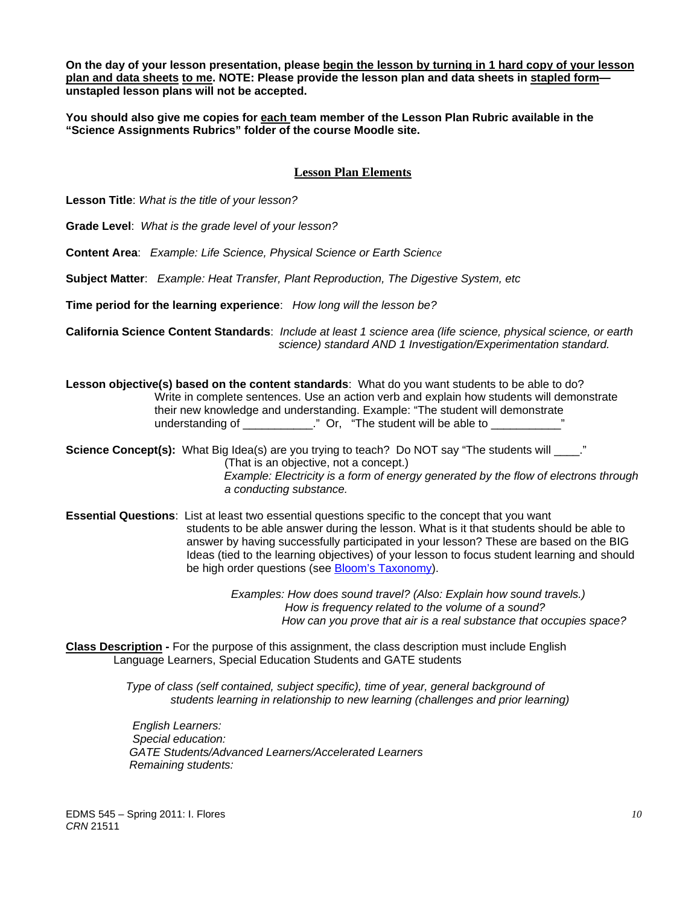**On the day of your lesson presentation, please begin the lesson by turning in 1 hard copy of your lesson plan and data sheets to me. NOTE: Please provide the lesson plan and data sheets in stapled form—unstapled lesson plans will not be accepted.**

**You should also give me copies for each team member of the Lesson Plan Rubric available in the "Science Assignments Rubrics" folder of the course Moodle site.**

## Lesson Plan Elements

**Lesson Title**: *What is the title of your lesson?*

**Grade Level**: *What is the grade level of your lesson?*

**Content Area**: *Example: Life Science, Physical Science or Earth Science*

**Subject Matter**: *Example: Heat Transfer, Plant Reproduction, The Digestive System, etc*

**Time period for the learning experience**: *How long will the lesson be?*

**California Science Content Standards**: *Include at least 1 science area (life science, physical science, or earth science) standard AND 1 Investigation/Experimentation standard.*

**Lesson objective(s) based on the content standards**: What do you want students to be able to do? Write in complete sentences. Use an action verb and explain how students will demonstrate their new knowledge and understanding. Example: "The student will demonstrate understanding of ___________." Or, "The student will be able to ___________"

**Science Concept(s):** What Big Idea(s) are you trying to teach? Do NOT say "The students will ____." (That is an objective, not a concept.) *Example: Electricity is a form of energy generated by the flow of electrons through a conducting substance.*

**Essential Questions**: List at least two essential questions specific to the concept that you want students to be able answer during the lesson. What is it that students should be able to answer by having successfully participated in your lesson? These are based on the BIG Ideas (tied to the learning objectives) of your lesson to focus student learning and should be high order questions (see Bloom's Taxonomy).

*Examples: How does sound travel? (Also: Explain how sound travels.)*
*How is frequency related to the volume of a sound?*
*How can you prove that air is a real substance that occupies space?*

**Class Description -** For the purpose of this assignment, the class description must include English Language Learners, Special Education Students and GATE students

*Type of class (self contained, subject specific), time of year, general background of students learning in relationship to new learning (challenges and prior learning)*

*English Learners:*
*Special education:*
*GATE Students/Advanced Learners/Accelerated Learners*
*Remaining students:*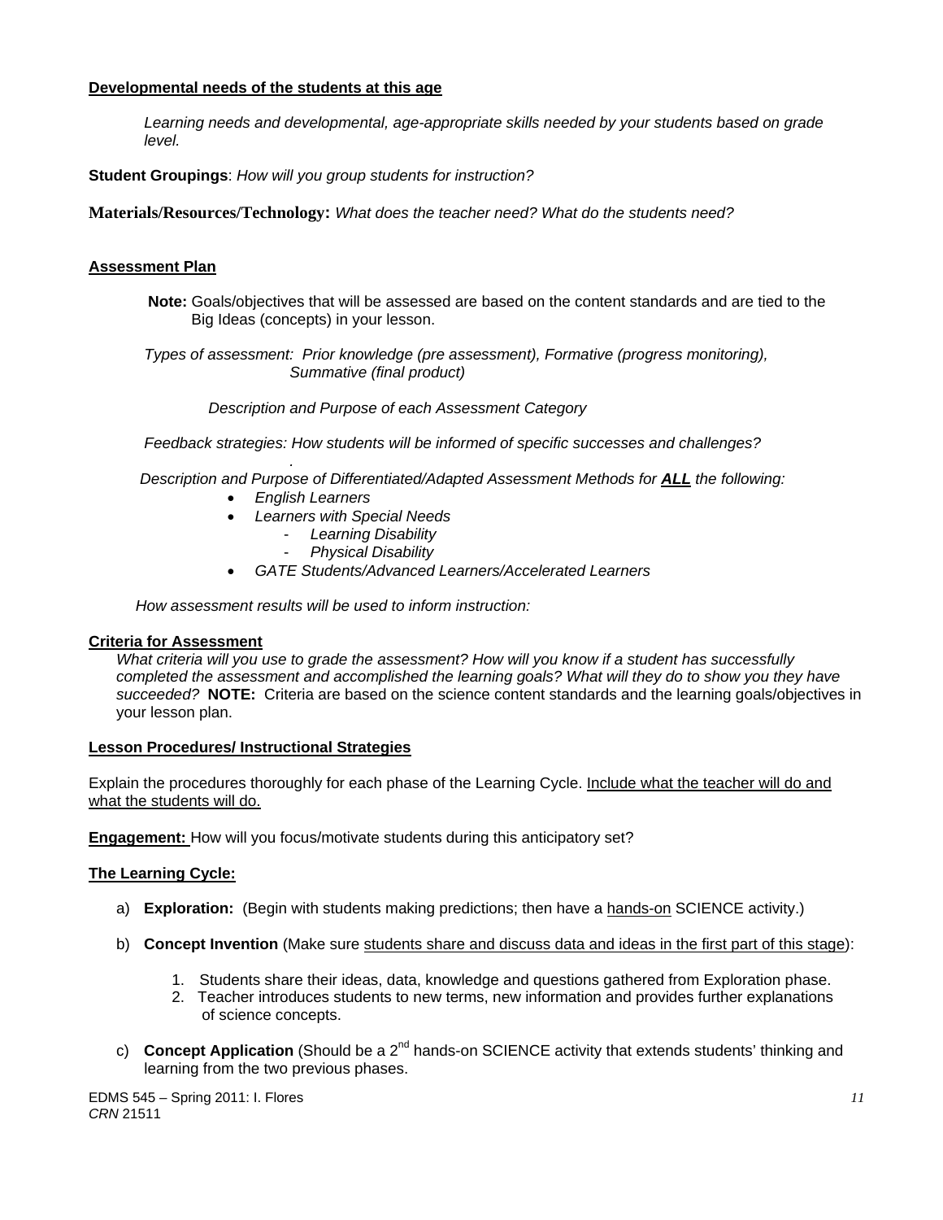**Developmental needs of the students at this age**

*Learning needs and developmental, age-appropriate skills needed by your students based on grade level.*

**Student Groupings**: *How will you group students for instruction?*

**Materials/Resources/Technology:** *What does the teacher need? What do the students need?*

**Assessment Plan**

**Note:** Goals/objectives that will be assessed are based on the content standards and are tied to the Big Ideas (concepts) in your lesson.

*Types of assessment: Prior knowledge (pre assessment), Formative (progress monitoring), Summative (final product)*

*Description and Purpose of each Assessment Category*

*Feedback strategies: How students will be informed of specific successes and challenges?*

*Description and Purpose of Differentiated/Adapted Assessment Methods for **ALL** the following:*

- *English Learners*
- *Learners with Special Needs*
  - *Learning Disability*
  - *Physical Disability*
- *GATE Students/Advanced Learners/Accelerated Learners*

*How assessment results will be used to inform instruction:*

**Criteria for Assessment**

*What criteria will you use to grade the assessment? How will you know if a student has successfully completed the assessment and accomplished the learning goals? What will they do to show you they have succeeded?* **NOTE:** Criteria are based on the science content standards and the learning goals/objectives in your lesson plan.

**Lesson Procedures/ Instructional Strategies**

Explain the procedures thoroughly for each phase of the Learning Cycle. Include what the teacher will do and what the students will do.

**Engagement:** How will you focus/motivate students during this anticipatory set?

**The Learning Cycle:**

a) **Exploration:** (Begin with students making predictions; then have a hands-on SCIENCE activity.)

b) **Concept Invention** (Make sure students share and discuss data and ideas in the first part of this stage):

   1. Students share their ideas, data, knowledge and questions gathered from Exploration phase.
   2. Teacher introduces students to new terms, new information and provides further explanations of science concepts.

c) **Concept Application** (Should be a 2nd hands-on SCIENCE activity that extends students' thinking and learning from the two previous phases.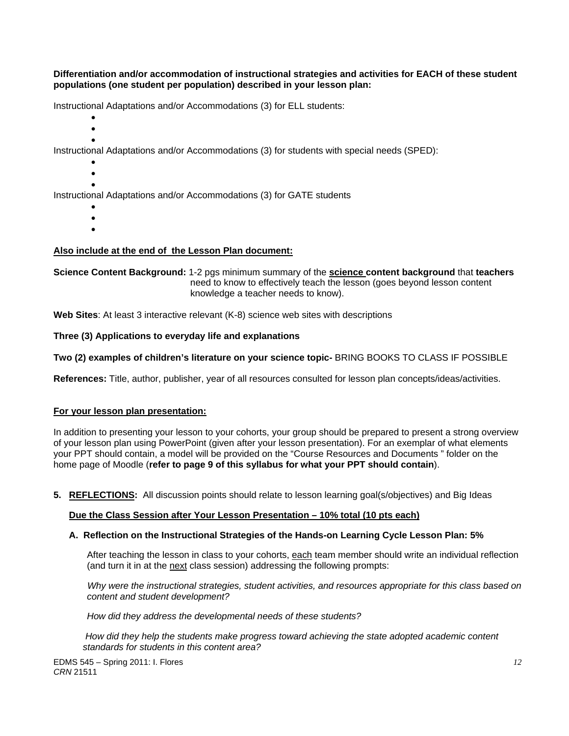**Differentiation and/or accommodation of instructional strategies and activities for EACH of these student populations (one student per population) described in your lesson plan:**

Instructional Adaptations and/or Accommodations (3) for ELL students:

- 
- 
- 

Instructional Adaptations and/or Accommodations (3) for students with special needs (SPED):

- 
- 
- 

Instructional Adaptations and/or Accommodations (3) for GATE students

- 
- 
- 

**Also include at the end of the Lesson Plan document:**

**Science Content Background:** 1-2 pgs minimum summary of the **science content background** that **teachers** need to know to effectively teach the lesson (goes beyond lesson content knowledge a teacher needs to know).

**Web Sites**: At least 3 interactive relevant (K-8) science web sites with descriptions

**Three (3) Applications to everyday life and explanations**

**Two (2) examples of children's literature on your science topic-** BRING BOOKS TO CLASS IF POSSIBLE

**References:** Title, author, publisher, year of all resources consulted for lesson plan concepts/ideas/activities.

**For your lesson plan presentation:**

In addition to presenting your lesson to your cohorts, your group should be prepared to present a strong overview of your lesson plan using PowerPoint (given after your lesson presentation). For an exemplar of what elements your PPT should contain, a model will be provided on the "Course Resources and Documents " folder on the home page of Moodle (**refer to page 9 of this syllabus for what your PPT should contain**).

**5. REFLECTIONS:** All discussion points should relate to lesson learning goal(s/objectives) and Big Ideas

**Due the Class Session after Your Lesson Presentation – 10% total (10 pts each)**

**A. Reflection on the Instructional Strategies of the Hands-on Learning Cycle Lesson Plan: 5%**

After teaching the lesson in class to your cohorts, each team member should write an individual reflection (and turn it in at the next class session) addressing the following prompts:

*Why were the instructional strategies, student activities, and resources appropriate for this class based on content and student development?*

*How did they address the developmental needs of these students?*

*How did they help the students make progress toward achieving the state adopted academic content standards for students in this content area?*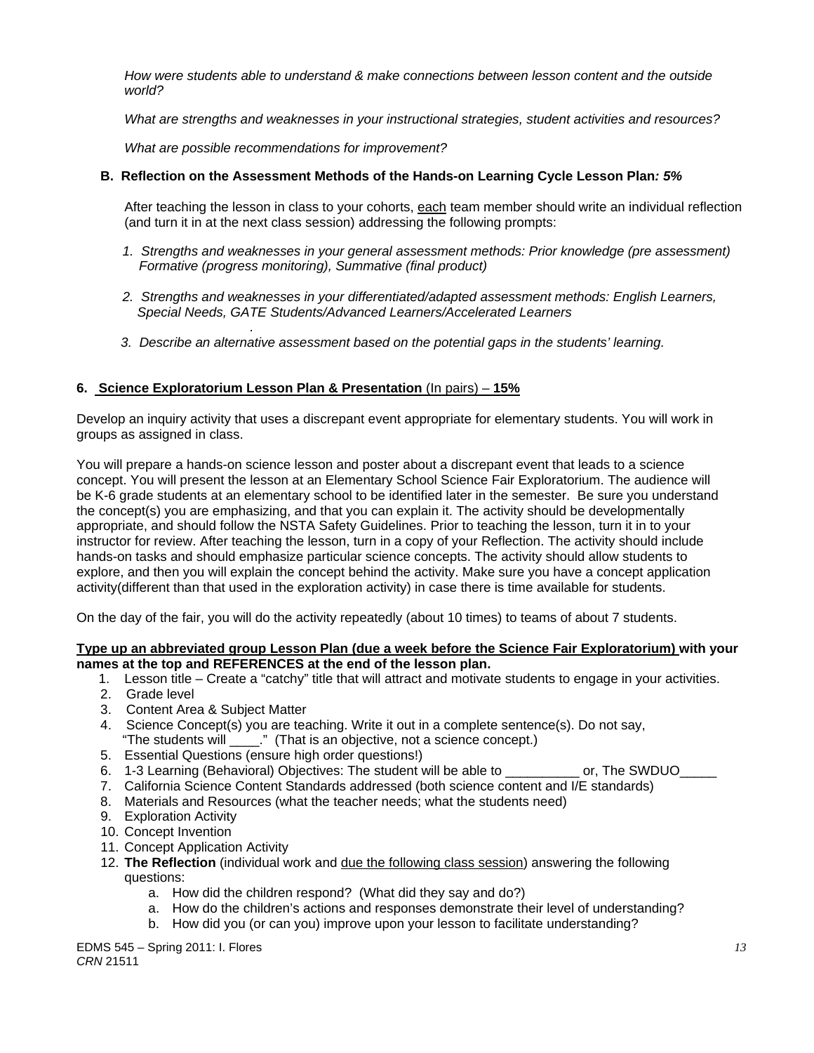*How were students able to understand & make connections between lesson content and the outside world?*

*What are strengths and weaknesses in your instructional strategies, student activities and resources?*

*What are possible recommendations for improvement?*

**B. Reflection on the Assessment Methods of the Hands-on Learning Cycle Lesson Plan*: 5%***

After teaching the lesson in class to your cohorts, each team member should write an individual reflection (and turn it in at the next class session) addressing the following prompts:

1. *Strengths and weaknesses in your general assessment methods: Prior knowledge (pre assessment) Formative (progress monitoring), Summative (final product)*
2. *Strengths and weaknesses in your differentiated/adapted assessment methods: English Learners, Special Needs, GATE Students/Advanced Learners/Accelerated Learners*
3. *Describe an alternative assessment based on the potential gaps in the students' learning.*

**6. Science Exploratorium Lesson Plan & Presentation** (In pairs) – **15%**

Develop an inquiry activity that uses a discrepant event appropriate for elementary students. You will work in groups as assigned in class.

You will prepare a hands-on science lesson and poster about a discrepant event that leads to a science concept. You will present the lesson at an Elementary School Science Fair Exploratorium. The audience will be K-6 grade students at an elementary school to be identified later in the semester. Be sure you understand the concept(s) you are emphasizing, and that you can explain it. The activity should be developmentally appropriate, and should follow the NSTA Safety Guidelines. Prior to teaching the lesson, turn it in to your instructor for review. After teaching the lesson, turn in a copy of your Reflection. The activity should include hands-on tasks and should emphasize particular science concepts. The activity should allow students to explore, and then you will explain the concept behind the activity. Make sure you have a concept application activity(different than that used in the exploration activity) in case there is time available for students.

On the day of the fair, you will do the activity repeatedly (about 10 times) to teams of about 7 students.

**Type up an abbreviated group Lesson Plan (due a week before the Science Fair Exploratorium) with your names at the top and REFERENCES at the end of the lesson plan.**

1. Lesson title – Create a "catchy" title that will attract and motivate students to engage in your activities.
2. Grade level
3. Content Area & Subject Matter
4. Science Concept(s) you are teaching. Write it out in a complete sentence(s). Do not say, "The students will ____." (That is an objective, not a science concept.)
5. Essential Questions (ensure high order questions!)
6. 1-3 Learning (Behavioral) Objectives: The student will be able to __________ or, The SWDUO_____
7. California Science Content Standards addressed (both science content and I/E standards)
8. Materials and Resources (what the teacher needs; what the students need)
9. Exploration Activity
10. Concept Invention
11. Concept Application Activity
12. **The Reflection** (individual work and due the following class session) answering the following questions:
    a. How did the children respond? (What did they say and do?)
    a. How do the children's actions and responses demonstrate their level of understanding?
    b. How did you (or can you) improve upon your lesson to facilitate understanding?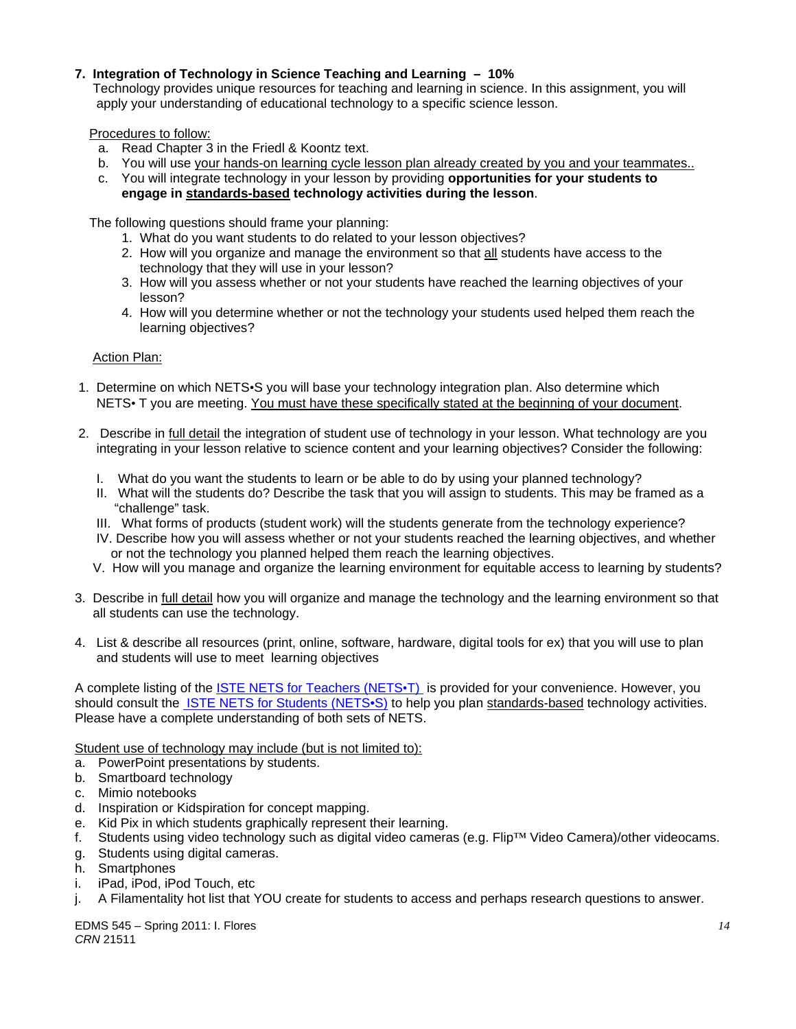**7. Integration of Technology in Science Teaching and Learning – 10%**

Technology provides unique resources for teaching and learning in science. In this assignment, you will apply your understanding of educational technology to a specific science lesson.

Procedures to follow:

a. Read Chapter 3 in the Friedl & Koontz text.
b. You will use your hands-on learning cycle lesson plan already created by you and your teammates..
c. You will integrate technology in your lesson by providing **opportunities for your students to engage in standards-based technology activities during the lesson**.

The following questions should frame your planning:

1. What do you want students to do related to your lesson objectives?
2. How will you organize and manage the environment so that all students have access to the technology that they will use in your lesson?
3. How will you assess whether or not your students have reached the learning objectives of your lesson?
4. How will you determine whether or not the technology your students used helped them reach the learning objectives?

Action Plan:

1. Determine on which NETS•S you will base your technology integration plan. Also determine which NETS• T you are meeting. You must have these specifically stated at the beginning of your document.

2. Describe in full detail the integration of student use of technology in your lesson. What technology are you integrating in your lesson relative to science content and your learning objectives? Consider the following:

   I. What do you want the students to learn or be able to do by using your planned technology?
   II. What will the students do? Describe the task that you will assign to students. This may be framed as a "challenge" task.
   III. What forms of products (student work) will the students generate from the technology experience?
   IV. Describe how you will assess whether or not your students reached the learning objectives, and whether or not the technology you planned helped them reach the learning objectives.
   V. How will you manage and organize the learning environment for equitable access to learning by students?

3. Describe in full detail how you will organize and manage the technology and the learning environment so that all students can use the technology.

4. List & describe all resources (print, online, software, hardware, digital tools for ex) that you will use to plan and students will use to meet learning objectives

A complete listing of the ISTE NETS for Teachers (NETS•T) is provided for your convenience. However, you should consult the ISTE NETS for Students (NETS•S) to help you plan standards-based technology activities. Please have a complete understanding of both sets of NETS.

Student use of technology may include (but is not limited to):

a. PowerPoint presentations by students.
b. Smartboard technology
c. Mimio notebooks
d. Inspiration or Kidspiration for concept mapping.
e. Kid Pix in which students graphically represent their learning.
f. Students using video technology such as digital video cameras (e.g. Flip™ Video Camera)/other videocams.
g. Students using digital cameras.
h. Smartphones
i. iPad, iPod, iPod Touch, etc
j. A Filamentality hot list that YOU create for students to access and perhaps research questions to answer.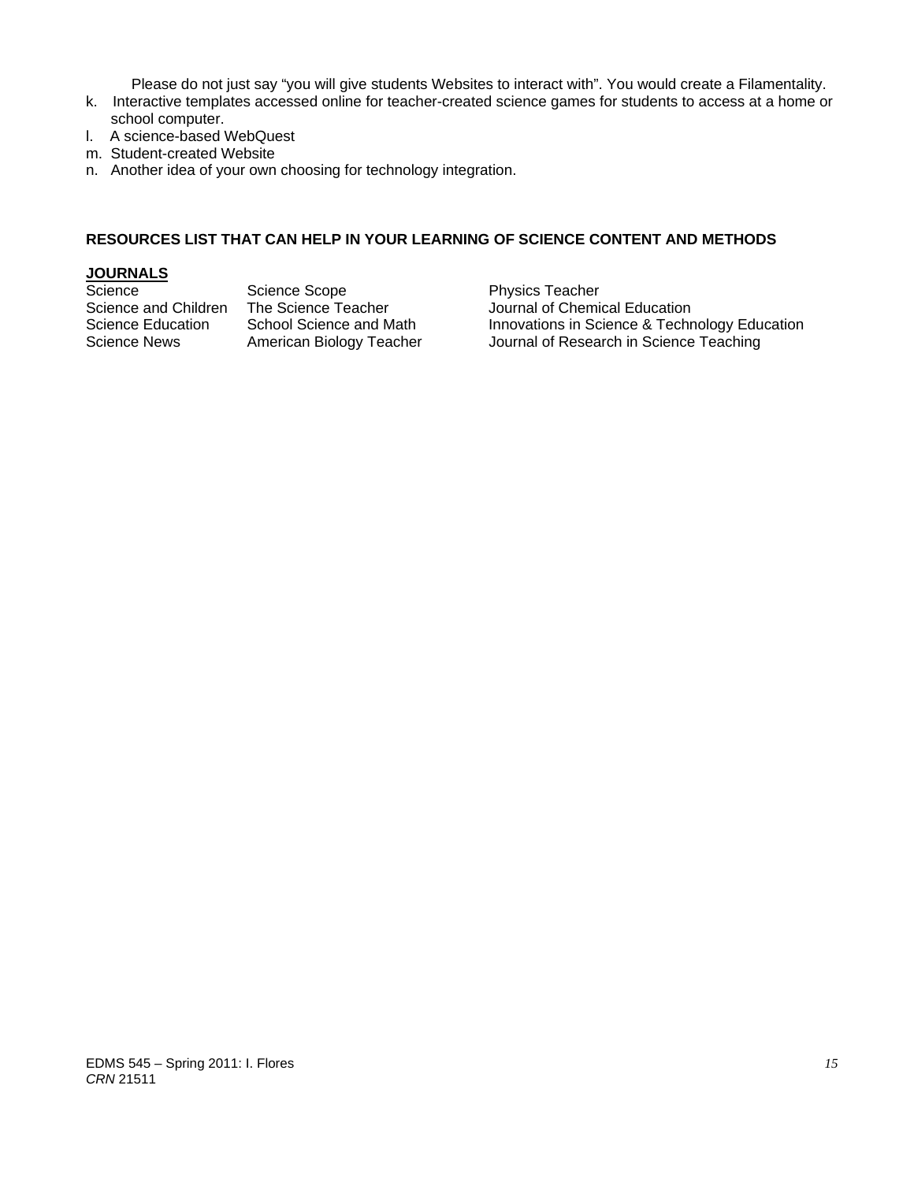Please do not just say "you will give students Websites to interact with". You would create a Filamentality.

k. Interactive templates accessed online for teacher-created science games for students to access at a home or school computer.
l. A science-based WebQuest
m. Student-created Website
n. Another idea of your own choosing for technology integration.

**RESOURCES LIST THAT CAN HELP IN YOUR LEARNING OF SCIENCE CONTENT AND METHODS**

**JOURNALS**

| | | |
|---|---|---|
| Science | Science Scope | Physics Teacher |
| Science and Children | The Science Teacher | Journal of Chemical Education |
| Science Education | School Science and Math | Innovations in Science & Technology Education |
| Science News | American Biology Teacher | Journal of Research in Science Teaching |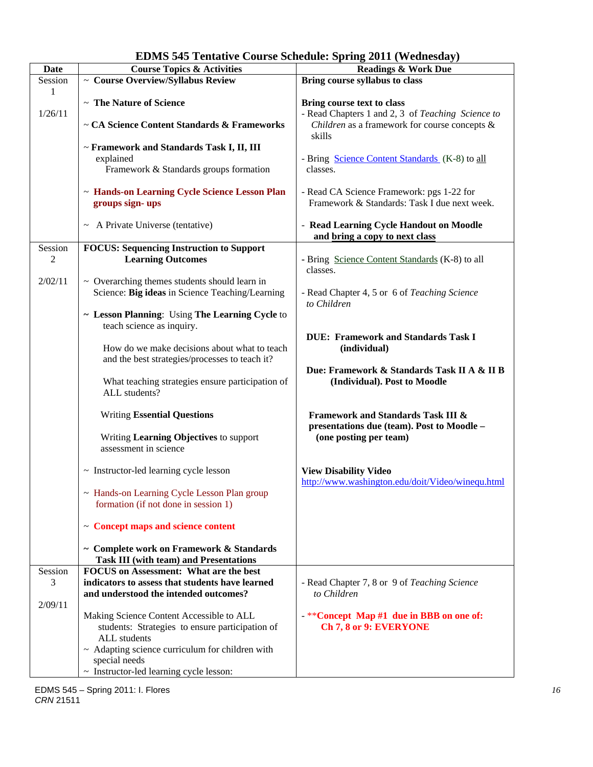# EDMS 545 Tentative Course Schedule: Spring 2011 (Wednesday)

| Date | Course Topics & Activities | Readings & Work Due |
|---|---|---|
| Session 1<br><br>1/26/11 | ~ **Course Overview/Syllabus Review**<br><br>~ **The Nature of Science**<br><br>~ **CA Science Content Standards & Frameworks**<br><br>~ **Framework and Standards Task I, II, III** explained<br>Framework & Standards groups formation<br><br>~ **Hands-on Learning Cycle Science Lesson Plan groups sign- ups**<br><br>~ A Private Universe (tentative) | **Bring course syllabus to class**<br><br>**Bring course text to class**<br>- Read Chapters 1 and 2, 3 of *Teaching Science to Children* as a framework for course concepts & skills<br><br>- Bring Science Content Standards (K-8) to all classes.<br><br>- Read CA Science Framework: pgs 1-22 for Framework & Standards: Task I due next week.<br><br>- **Read Learning Cycle Handout on Moodle and bring a copy to next class** |
| Session 2<br><br>2/02/11 | **FOCUS: Sequencing Instruction to Support Learning Outcomes**<br><br>~ Overarching themes students should learn in Science: **Big ideas** in Science Teaching/Learning<br><br>~ **Lesson Planning**: Using **The Learning Cycle** to teach science as inquiry.<br><br>How do we make decisions about what to teach and the best strategies/processes to teach it?<br><br>What teaching strategies ensure participation of ALL students?<br><br>Writing **Essential Questions**<br><br>Writing **Learning Objectives** to support assessment in science<br><br>~ Instructor-led learning cycle lesson<br><br>~ Hands-on Learning Cycle Lesson Plan group formation (if not done in session 1)<br><br>~ **Concept maps and science content**<br><br>~ **Complete work on Framework & Standards Task III (with team) and Presentations** | - Bring Science Content Standards (K-8) to all classes.<br><br>- Read Chapter 4, 5 or 6 of *Teaching Science to Children*<br><br>**DUE: Framework and Standards Task I (individual)**<br><br>**Due: Framework & Standards Task II A & II B (Individual). Post to Moodle**<br><br>**Framework and Standards Task III & presentations due (team). Post to Moodle – (one posting per team)**<br><br>**View Disability Video**<br>http://www.washington.edu/doit/Video/winequ.html |
| Session 3<br><br>2/09/11 | **FOCUS on Assessment: What are the best indicators to assess that students have learned and understood the intended outcomes?**<br><br>Making Science Content Accessible to ALL students: Strategies to ensure participation of ALL students<br>~ Adapting science curriculum for children with special needs<br>~ Instructor-led learning cycle lesson: | - Read Chapter 7, 8 or 9 of *Teaching Science to Children*<br><br>- **\*\*Concept Map #1 due in BBB on one of: Ch 7, 8 or 9: EVERYONE** |

EDMS 545 – Spring 2011: I. Flores
*CRN* 21511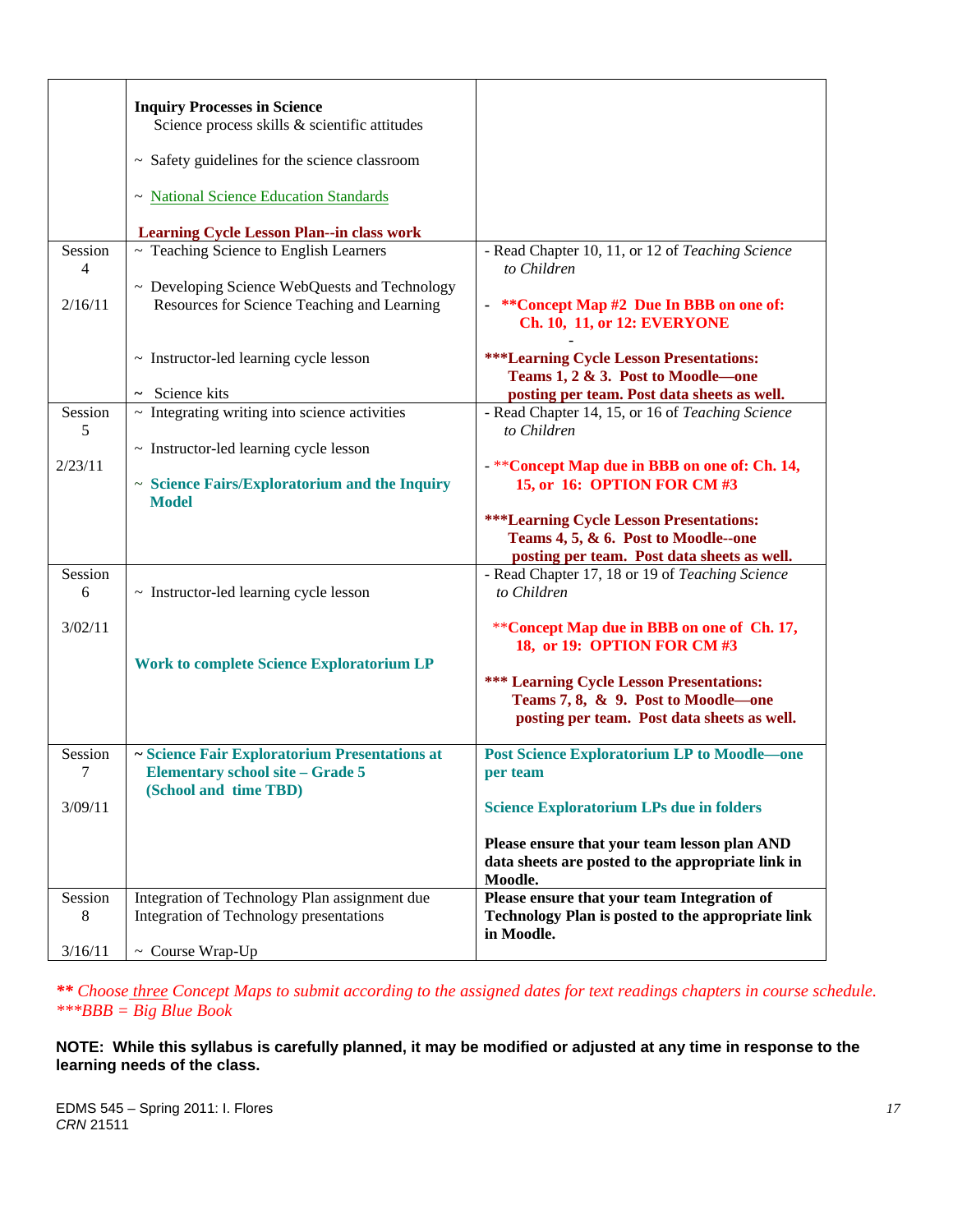| | | |
|---|---|---|
| | **Inquiry Processes in Science**<br>Science process skills & scientific attitudes<br><br>~ Safety guidelines for the science classroom<br><br>~ National Science Education Standards<br><br>**Learning Cycle Lesson Plan--in class work** | |
| Session 4<br><br>2/16/11 | ~ Teaching Science to English Learners<br><br>~ Developing Science WebQuests and Technology Resources for Science Teaching and Learning<br><br>~ Instructor-led learning cycle lesson<br><br>~ Science kits | - Read Chapter 10, 11, or 12 of *Teaching Science to Children*<br><br>- **\*\*Concept Map #2 Due In BBB on one of: Ch. 10, 11, or 12: EVERYONE**<br>-<br>**\*\*\*Learning Cycle Lesson Presentations: Teams 1, 2 & 3. Post to Moodle—one posting per team. Post data sheets as well.** |
| Session 5<br><br>2/23/11 | ~ Integrating writing into science activities<br><br>~ Instructor-led learning cycle lesson<br><br>~ **Science Fairs/Exploratorium and the Inquiry Model** | - Read Chapter 14, 15, or 16 of *Teaching Science to Children*<br><br>- \*\***Concept Map due in BBB on one of: Ch. 14, 15, or 16: OPTION FOR CM #3**<br><br>**\*\*\*Learning Cycle Lesson Presentations: Teams 4, 5, & 6. Post to Moodle--one posting per team. Post data sheets as well.** |
| Session 6<br><br>3/02/11 | ~ Instructor-led learning cycle lesson<br><br>**Work to complete Science Exploratorium LP** | - Read Chapter 17, 18 or 19 of *Teaching Science to Children*<br><br>\*\***Concept Map due in BBB on one of Ch. 17, 18, or 19: OPTION FOR CM #3**<br><br>**\*\*\* Learning Cycle Lesson Presentations: Teams 7, 8, & 9. Post to Moodle—one posting per team. Post data sheets as well.** |
| Session 7<br><br>3/09/11 | **~ Science Fair Exploratorium Presentations at Elementary school site – Grade 5 (School and time TBD)** | **Post Science Exploratorium LP to Moodle—one per team**<br><br>**Science Exploratorium LPs due in folders**<br><br>**Please ensure that your team lesson plan AND data sheets are posted to the appropriate link in Moodle.** |
| Session 8<br><br>3/16/11 | Integration of Technology Plan assignment due<br>Integration of Technology presentations<br><br>~ Course Wrap-Up | **Please ensure that your team Integration of Technology Plan is posted to the appropriate link in Moodle.** |

***\*\**** *Choose three Concept Maps to submit according to the assigned dates for text readings chapters in course schedule.*
*\*\*\*BBB = Big Blue Book*

**NOTE: While this syllabus is carefully planned, it may be modified or adjusted at any time in response to the learning needs of the class.**

EDMS 545 – Spring 2011: I. Flores
*CRN* 21511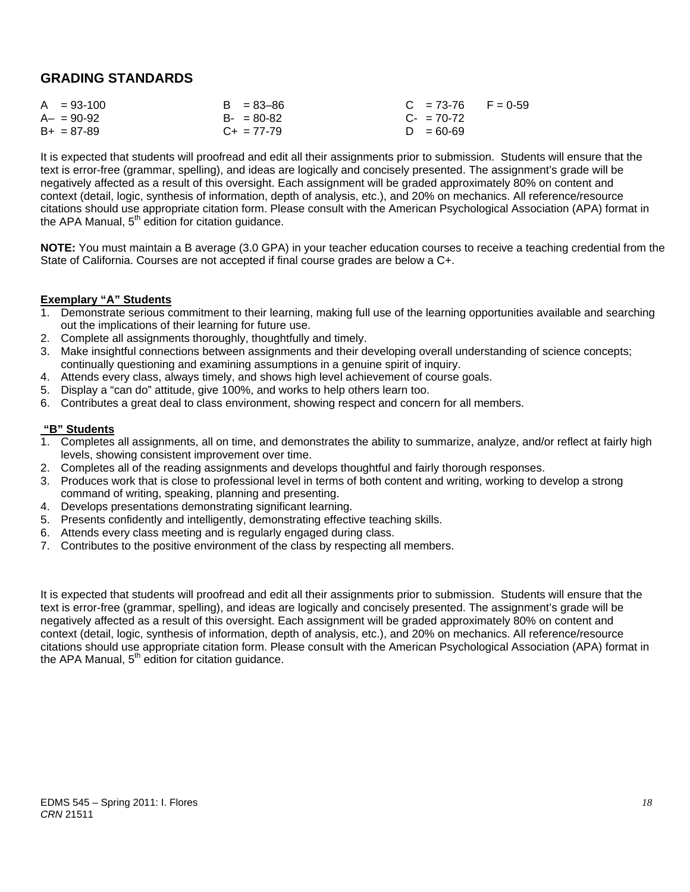## GRADING STANDARDS

| | | |
|---|---|---|
| A = 93-100 | B = 83–86 | C = 73-76 F = 0-59 |
| A– = 90-92 | B- = 80-82 | C- = 70-72 |
| B+ = 87-89 | C+ = 77-79 | D = 60-69 |

It is expected that students will proofread and edit all their assignments prior to submission. Students will ensure that the text is error-free (grammar, spelling), and ideas are logically and concisely presented. The assignment's grade will be negatively affected as a result of this oversight. Each assignment will be graded approximately 80% on content and context (detail, logic, synthesis of information, depth of analysis, etc.), and 20% on mechanics. All reference/resource citations should use appropriate citation form. Please consult with the American Psychological Association (APA) format in the APA Manual, 5th edition for citation guidance.

**NOTE:** You must maintain a B average (3.0 GPA) in your teacher education courses to receive a teaching credential from the State of California. Courses are not accepted if final course grades are below a C+.

**Exemplary "A" Students**

1. Demonstrate serious commitment to their learning, making full use of the learning opportunities available and searching out the implications of their learning for future use.
2. Complete all assignments thoroughly, thoughtfully and timely.
3. Make insightful connections between assignments and their developing overall understanding of science concepts; continually questioning and examining assumptions in a genuine spirit of inquiry.
4. Attends every class, always timely, and shows high level achievement of course goals.
5. Display a "can do" attitude, give 100%, and works to help others learn too.
6. Contributes a great deal to class environment, showing respect and concern for all members.

**"B" Students**

1. Completes all assignments, all on time, and demonstrates the ability to summarize, analyze, and/or reflect at fairly high levels, showing consistent improvement over time.
2. Completes all of the reading assignments and develops thoughtful and fairly thorough responses.
3. Produces work that is close to professional level in terms of both content and writing, working to develop a strong command of writing, speaking, planning and presenting.
4. Develops presentations demonstrating significant learning.
5. Presents confidently and intelligently, demonstrating effective teaching skills.
6. Attends every class meeting and is regularly engaged during class.
7. Contributes to the positive environment of the class by respecting all members.

It is expected that students will proofread and edit all their assignments prior to submission. Students will ensure that the text is error-free (grammar, spelling), and ideas are logically and concisely presented. The assignment's grade will be negatively affected as a result of this oversight. Each assignment will be graded approximately 80% on content and context (detail, logic, synthesis of information, depth of analysis, etc.), and 20% on mechanics. All reference/resource citations should use appropriate citation form. Please consult with the American Psychological Association (APA) format in the APA Manual, 5th edition for citation guidance.